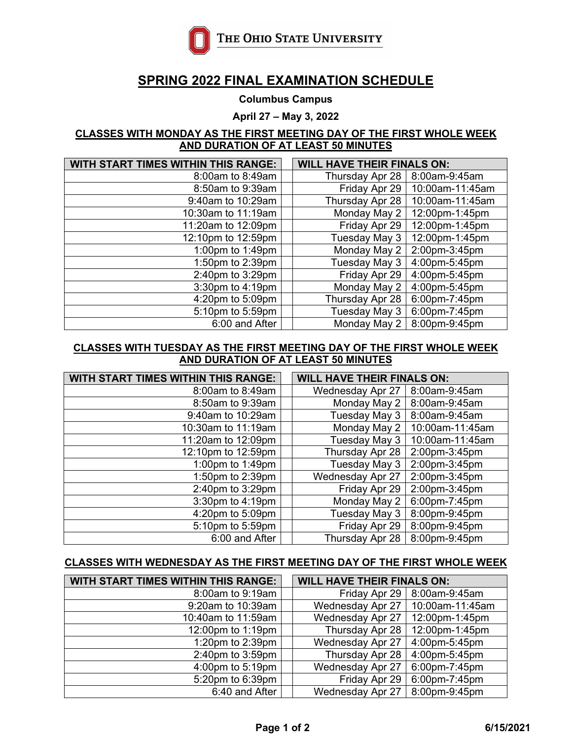THE OHIO STATE UNIVERSITY

# SPRING 2022 FINAL EXAMINATION SCHEDULE

**Columbus Campus**

**April 27 – May 3, 2022**

## CLASSES WITH MONDAY AS THE FIRST MEETING DAY OF THE FIRST WHOLE WEEK AND DURATION OF AT LEAST 50 MINUTES

| WITH START TIMES WITHIN THIS RANGE: | WILL HAVE THEIR FINALS ON: | |
|---|---|---|
| 8:00am to 8:49am | Thursday Apr 28 | 8:00am-9:45am |
| 8:50am to 9:39am | Friday Apr 29 | 10:00am-11:45am |
| 9:40am to 10:29am | Thursday Apr 28 | 10:00am-11:45am |
| 10:30am to 11:19am | Monday May 2 | 12:00pm-1:45pm |
| 11:20am to 12:09pm | Friday Apr 29 | 12:00pm-1:45pm |
| 12:10pm to 12:59pm | Tuesday May 3 | 12:00pm-1:45pm |
| 1:00pm to 1:49pm | Monday May 2 | 2:00pm-3:45pm |
| 1:50pm to 2:39pm | Tuesday May 3 | 4:00pm-5:45pm |
| 2:40pm to 3:29pm | Friday Apr 29 | 4:00pm-5:45pm |
| 3:30pm to 4:19pm | Monday May 2 | 4:00pm-5:45pm |
| 4:20pm to 5:09pm | Thursday Apr 28 | 6:00pm-7:45pm |
| 5:10pm to 5:59pm | Tuesday May 3 | 6:00pm-7:45pm |
| 6:00 and After | Monday May 2 | 8:00pm-9:45pm |

## CLASSES WITH TUESDAY AS THE FIRST MEETING DAY OF THE FIRST WHOLE WEEK AND DURATION OF AT LEAST 50 MINUTES

| WITH START TIMES WITHIN THIS RANGE: | WILL HAVE THEIR FINALS ON: | |
|---|---|---|
| 8:00am to 8:49am | Wednesday Apr 27 | 8:00am-9:45am |
| 8:50am to 9:39am | Monday May 2 | 8:00am-9:45am |
| 9:40am to 10:29am | Tuesday May 3 | 8:00am-9:45am |
| 10:30am to 11:19am | Monday May 2 | 10:00am-11:45am |
| 11:20am to 12:09pm | Tuesday May 3 | 10:00am-11:45am |
| 12:10pm to 12:59pm | Thursday Apr 28 | 2:00pm-3:45pm |
| 1:00pm to 1:49pm | Tuesday May 3 | 2:00pm-3:45pm |
| 1:50pm to 2:39pm | Wednesday Apr 27 | 2:00pm-3:45pm |
| 2:40pm to 3:29pm | Friday Apr 29 | 2:00pm-3:45pm |
| 3:30pm to 4:19pm | Monday May 2 | 6:00pm-7:45pm |
| 4:20pm to 5:09pm | Tuesday May 3 | 8:00pm-9:45pm |
| 5:10pm to 5:59pm | Friday Apr 29 | 8:00pm-9:45pm |
| 6:00 and After | Thursday Apr 28 | 8:00pm-9:45pm |

## CLASSES WITH WEDNESDAY AS THE FIRST MEETING DAY OF THE FIRST WHOLE WEEK

| WITH START TIMES WITHIN THIS RANGE: | WILL HAVE THEIR FINALS ON: | |
|---|---|---|
| 8:00am to 9:19am | Friday Apr 29 | 8:00am-9:45am |
| 9:20am to 10:39am | Wednesday Apr 27 | 10:00am-11:45am |
| 10:40am to 11:59am | Wednesday Apr 27 | 12:00pm-1:45pm |
| 12:00pm to 1:19pm | Thursday Apr 28 | 12:00pm-1:45pm |
| 1:20pm to 2:39pm | Wednesday Apr 27 | 4:00pm-5:45pm |
| 2:40pm to 3:59pm | Thursday Apr 28 | 4:00pm-5:45pm |
| 4:00pm to 5:19pm | Wednesday Apr 27 | 6:00pm-7:45pm |
| 5:20pm to 6:39pm | Friday Apr 29 | 6:00pm-7:45pm |
| 6:40 and After | Wednesday Apr 27 | 8:00pm-9:45pm |

6/15/2021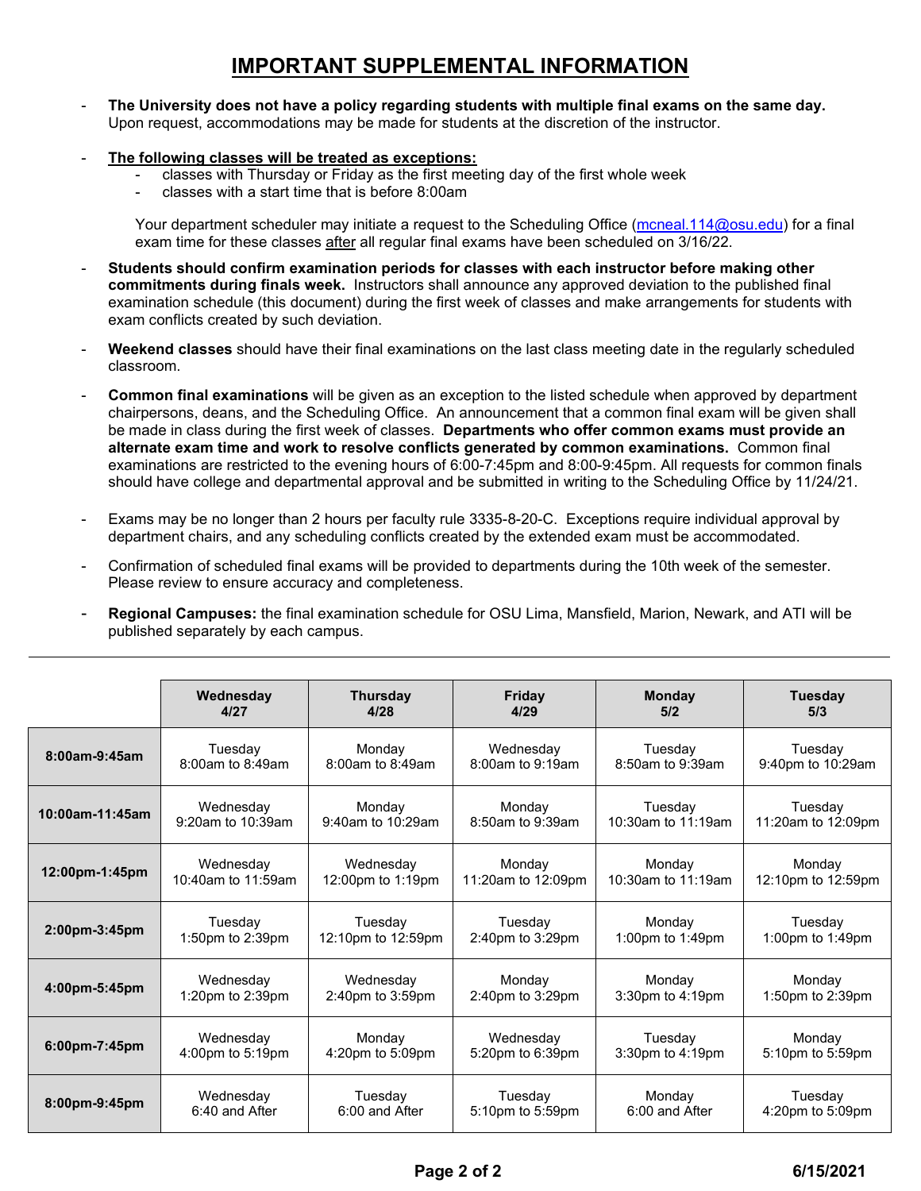# IMPORTANT SUPPLEMENTAL INFORMATION

- **The University does not have a policy regarding students with multiple final exams on the same day.** Upon request, accommodations may be made for students at the discretion of the instructor.
- **The following classes will be treated as exceptions:**
  - classes with Thursday or Friday as the first meeting day of the first whole week
  - classes with a start time that is before 8:00am

  Your department scheduler may initiate a request to the Scheduling Office (mcneal.114@osu.edu) for a final exam time for these classes after all regular final exams have been scheduled on 3/16/22.
- **Students should confirm examination periods for classes with each instructor before making other commitments during finals week.** Instructors shall announce any approved deviation to the published final examination schedule (this document) during the first week of classes and make arrangements for students with exam conflicts created by such deviation.
- **Weekend classes** should have their final examinations on the last class meeting date in the regularly scheduled classroom.
- **Common final examinations** will be given as an exception to the listed schedule when approved by department chairpersons, deans, and the Scheduling Office. An announcement that a common final exam will be given shall be made in class during the first week of classes. **Departments who offer common exams must provide an alternate exam time and work to resolve conflicts generated by common examinations.** Common final examinations are restricted to the evening hours of 6:00-7:45pm and 8:00-9:45pm. All requests for common finals should have college and departmental approval and be submitted in writing to the Scheduling Office by 11/24/21.
- Exams may be no longer than 2 hours per faculty rule 3335-8-20-C. Exceptions require individual approval by department chairs, and any scheduling conflicts created by the extended exam must be accommodated.
- Confirmation of scheduled final exams will be provided to departments during the 10th week of the semester. Please review to ensure accuracy and completeness.
- **Regional Campuses:** the final examination schedule for OSU Lima, Mansfield, Marion, Newark, and ATI will be published separately by each campus.

---

| | Wednesday 4/27 | Thursday 4/28 | Friday 4/29 | Monday 5/2 | Tuesday 5/3 |
|---|---|---|---|---|---|
| **8:00am-9:45am** | Tuesday 8:00am to 8:49am | Monday 8:00am to 8:49am | Wednesday 8:00am to 9:19am | Tuesday 8:50am to 9:39am | Tuesday 9:40pm to 10:29am |
| **10:00am-11:45am** | Wednesday 9:20am to 10:39am | Monday 9:40am to 10:29am | Monday 8:50am to 9:39am | Tuesday 10:30am to 11:19am | Tuesday 11:20am to 12:09pm |
| **12:00pm-1:45pm** | Wednesday 10:40am to 11:59am | Wednesday 12:00pm to 1:19pm | Monday 11:20am to 12:09pm | Monday 10:30am to 11:19am | Monday 12:10pm to 12:59pm |
| **2:00pm-3:45pm** | Tuesday 1:50pm to 2:39pm | Tuesday 12:10pm to 12:59pm | Tuesday 2:40pm to 3:29pm | Monday 1:00pm to 1:49pm | Tuesday 1:00pm to 1:49pm |
| **4:00pm-5:45pm** | Wednesday 1:20pm to 2:39pm | Wednesday 2:40pm to 3:59pm | Monday 2:40pm to 3:29pm | Monday 3:30pm to 4:19pm | Monday 1:50pm to 2:39pm |
| **6:00pm-7:45pm** | Wednesday 4:00pm to 5:19pm | Monday 4:20pm to 5:09pm | Wednesday 5:20pm to 6:39pm | Tuesday 3:30pm to 4:19pm | Monday 5:10pm to 5:59pm |
| **8:00pm-9:45pm** | Wednesday 6:40 and After | Tuesday 6:00 and After | Tuesday 5:10pm to 5:59pm | Monday 6:00 and After | Tuesday 4:20pm to 5:09pm |

6/15/2021